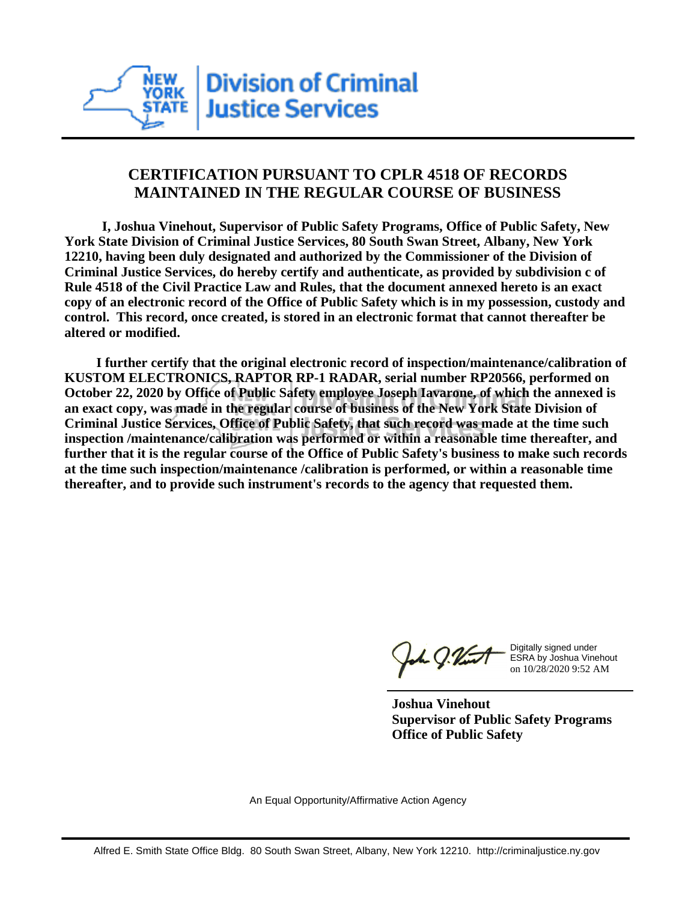**Division of Criminal Justice Services**

## CERTIFICATION PURSUANT TO CPLR 4518 OF RECORDS MAINTAINED IN THE REGULAR COURSE OF BUSINESS

**I, Joshua Vinehout, Supervisor of Public Safety Programs, Office of Public Safety, New York State Division of Criminal Justice Services, 80 South Swan Street, Albany, New York 12210, having been duly designated and authorized by the Commissioner of the Division of Criminal Justice Services, do hereby certify and authenticate, as provided by subdivision c of Rule 4518 of the Civil Practice Law and Rules, that the document annexed hereto is an exact copy of an electronic record of the Office of Public Safety which is in my possession, custody and control. This record, once created, is stored in an electronic format that cannot thereafter be altered or modified.**

**I further certify that the original electronic record of inspection/maintenance/calibration of KUSTOM ELECTRONICS, RAPTOR RP-1 RADAR, serial number RP20566, performed on October 22, 2020 by Office of Public Safety employee Joseph Iavarone, of which the annexed is an exact copy, was made in the regular course of business of the New York State Division of Criminal Justice Services, Office of Public Safety, that such record was made at the time such inspection /maintenance/calibration was performed or within a reasonable time thereafter, and further that it is the regular course of the Office of Public Safety's business to make such records at the time such inspection/maintenance /calibration is performed, or within a reasonable time thereafter, and to provide such instrument's records to the agency that requested them.**

Digitally signed under ESRA by Joshua Vinehout on 10/28/2020 9:52 AM

**Joshua Vinehout**
**Supervisor of Public Safety Programs**
**Office of Public Safety**

An Equal Opportunity/Affirmative Action Agency

Alfred E. Smith State Office Bldg. 80 South Swan Street, Albany, New York 12210. http://criminaljustice.ny.gov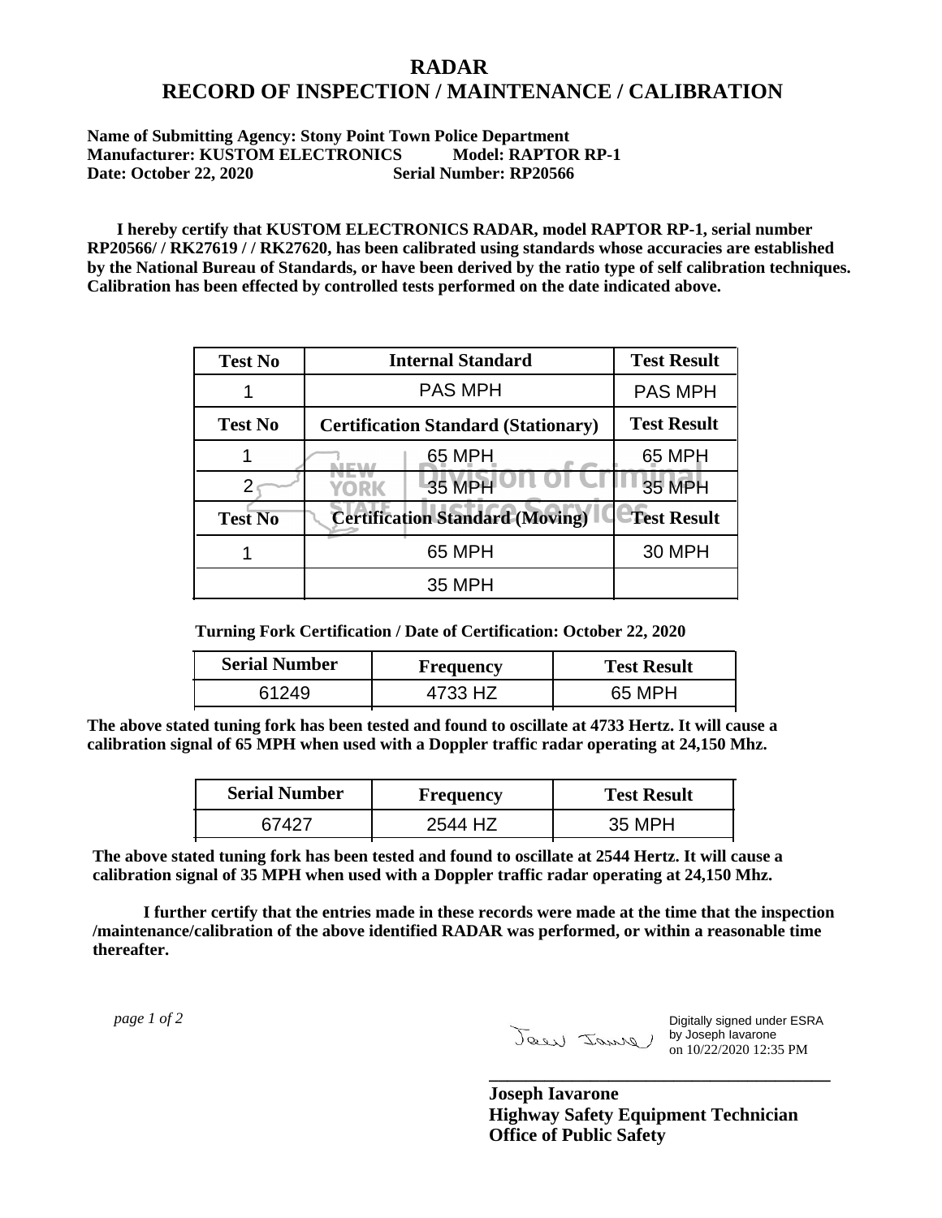# RADAR
# RECORD OF INSPECTION / MAINTENANCE / CALIBRATION

**Name of Submitting Agency: Stony Point Town Police Department**
**Manufacturer: KUSTOM ELECTRONICS Model: RAPTOR RP-1**
**Date: October 22, 2020 Serial Number: RP20566**

**I hereby certify that KUSTOM ELECTRONICS RADAR, model RAPTOR RP-1, serial number RP20566/ / RK27619 / / RK27620, has been calibrated using standards whose accuracies are established by the National Bureau of Standards, or have been derived by the ratio type of self calibration techniques. Calibration has been effected by controlled tests performed on the date indicated above.**

| Test No | Internal Standard | Test Result |
|---|---|---|
| 1 | PAS MPH | PAS MPH |
| **Test No** | **Certification Standard (Stationary)** | **Test Result** |
| 1 | 65 MPH | 65 MPH |
| 2 | 35 MPH | 35 MPH |
| **Test No** | **Certification Standard (Moving)** | **Test Result** |
| 1 | 65 MPH | 30 MPH |
| | 35 MPH | |

**Turning Fork Certification / Date of Certification: October 22, 2020**

| Serial Number | Frequency | Test Result |
|---|---|---|
| 61249 | 4733 HZ | 65 MPH |

**The above stated tuning fork has been tested and found to oscillate at 4733 Hertz. It will cause a calibration signal of 65 MPH when used with a Doppler traffic radar operating at 24,150 Mhz.**

| Serial Number | Frequency | Test Result |
|---|---|---|
| 67427 | 2544 HZ | 35 MPH |

**The above stated tuning fork has been tested and found to oscillate at 2544 Hertz. It will cause a calibration signal of 35 MPH when used with a Doppler traffic radar operating at 24,150 Mhz.**

**I further certify that the entries made in these records were made at the time that the inspection /maintenance/calibration of the above identified RADAR was performed, or within a reasonable time thereafter.**

Digitally signed under ESRA by Joseph Iavarone on 10/22/2020 12:35 PM

**Joseph Iavarone**
**Highway Safety Equipment Technician**
**Office of Public Safety**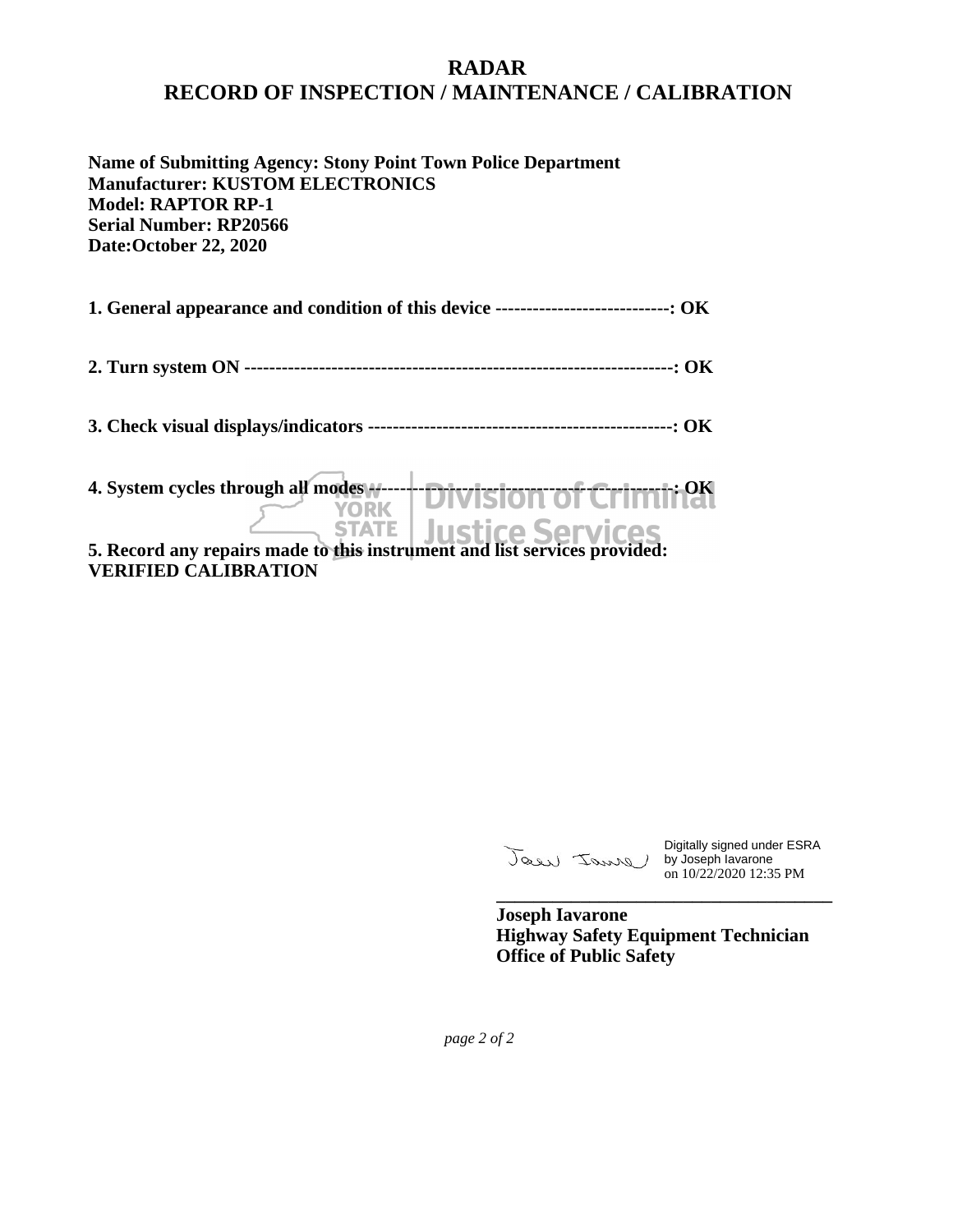# RADAR
# RECORD OF INSPECTION / MAINTENANCE / CALIBRATION

**Name of Submitting Agency: Stony Point Town Police Department**
**Manufacturer: KUSTOM ELECTRONICS**
**Model: RAPTOR RP-1**
**Serial Number: RP20566**
**Date:October 22, 2020**

**1. General appearance and condition of this device ----------------------------: OK**

**2. Turn system ON ------------------------------------------------------------------: OK**

**3. Check visual displays/indicators -------------------------------------------------: OK**

**4. System cycles through all modes ------------------------------------------------: OK**

**5. Record any repairs made to this instrument and list services provided:**
**VERIFIED CALIBRATION**

Digitally signed under ESRA
by Joseph Iavarone
on 10/22/2020 12:35 PM

**Joseph Iavarone**
**Highway Safety Equipment Technician**
**Office of Public Safety**